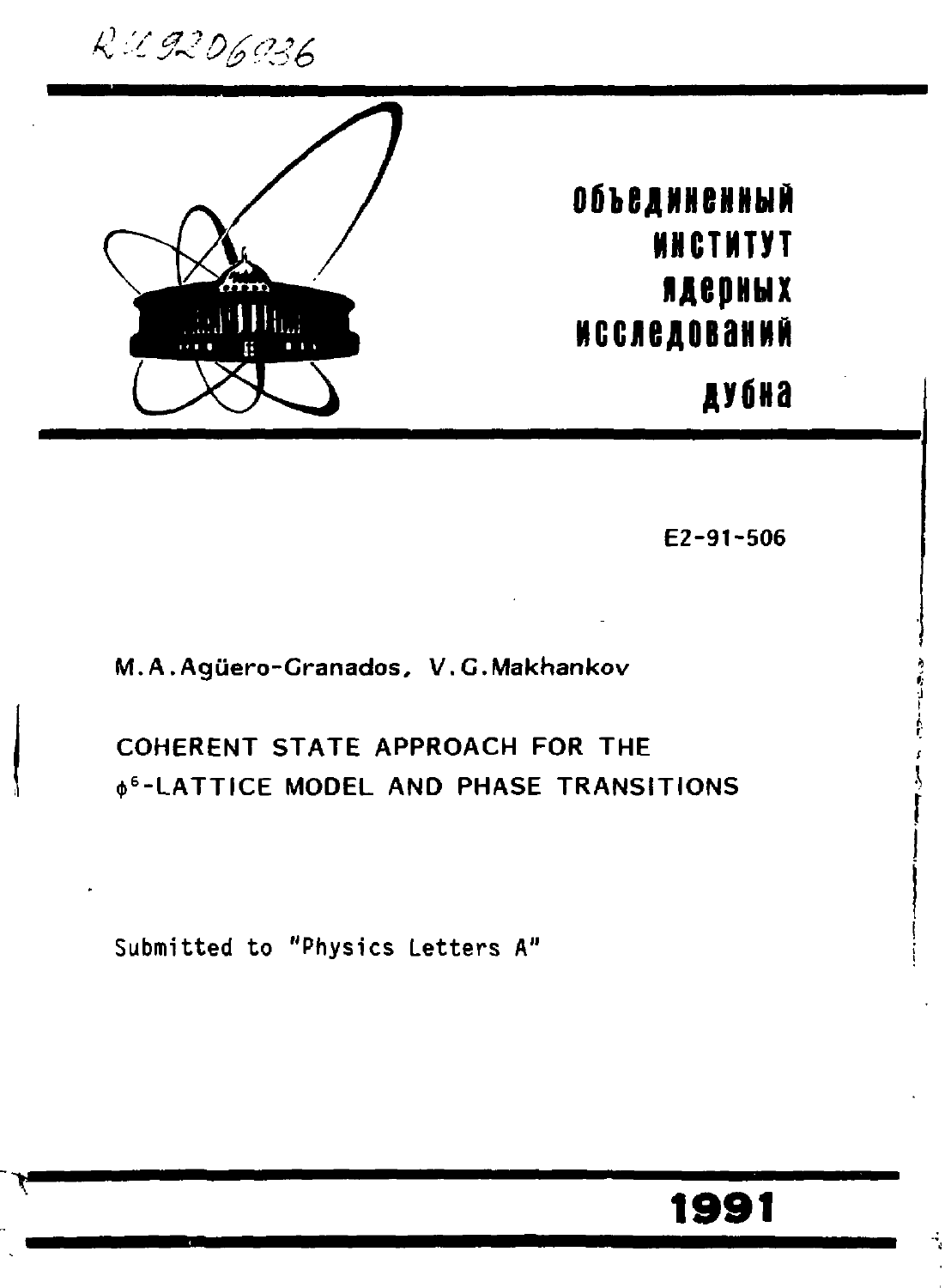RU9206936

**Объединенный институт ядерных исследований дубна**

E2-91-506

M.A.Agüero-Granados, V.G.Makhankov

COHERENT STATE APPROACH FOR THE $\phi^6$-LATTICE MODEL AND PHASE TRANSITIONS

Submitted to "Physics Letters A"

**1991**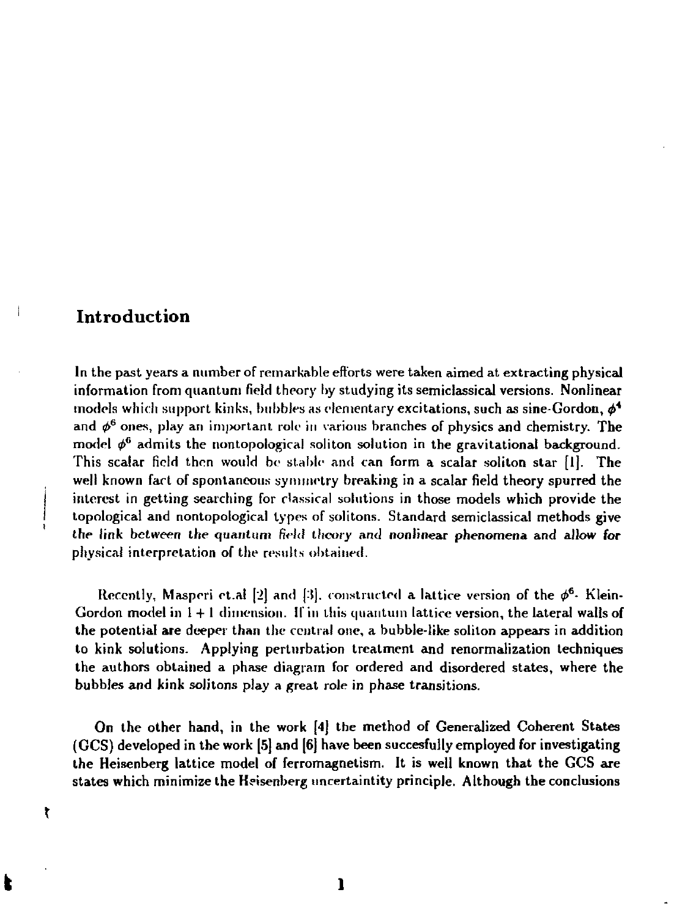## Introduction

In the past years a number of remarkable efforts were taken aimed at extracting physical information from quantum field theory by studying its semiclassical versions. Nonlinear models which support kinks, bubbles as elementary excitations, such as sine-Gordon, $\phi^4$ and $\phi^6$ ones, play an important role in various branches of physics and chemistry. The model $\phi^6$ admits the nontopological soliton solution in the gravitational background. This scalar field then would be stable and can form a scalar soliton star [1]. The well known fact of spontaneous symmetry breaking in a scalar field theory spurred the interest in getting searching for classical solutions in those models which provide the topological and nontopological types of solitons. Standard semiclassical methods give *the link between the quantum field theory and nonlinear phenomena* and allow for physical interpretation of the results obtained.

Recently, Masperi et.al [2] and [3]. constructed a lattice version of the $\phi^6$- Klein-Gordon model in $1+1$ dimension. If in this quantum lattice version, the lateral walls of the potential are deeper than the central one, a bubble-like soliton appears in addition to kink solutions. Applying perturbation treatment and renormalization techniques the authors obtained a phase diagram for ordered and disordered states, where the bubbles and kink solitons play a great role in phase transitions.

On the other hand, in the work [4] the method of Generalized Coherent States (GCS) developed in the work [5] and [6] have been succesfully employed for investigating the Heisenberg lattice model of ferromagnetism. It is well known that the GCS are states which minimize the Heisenberg uncertaintity principle. Although the conclusions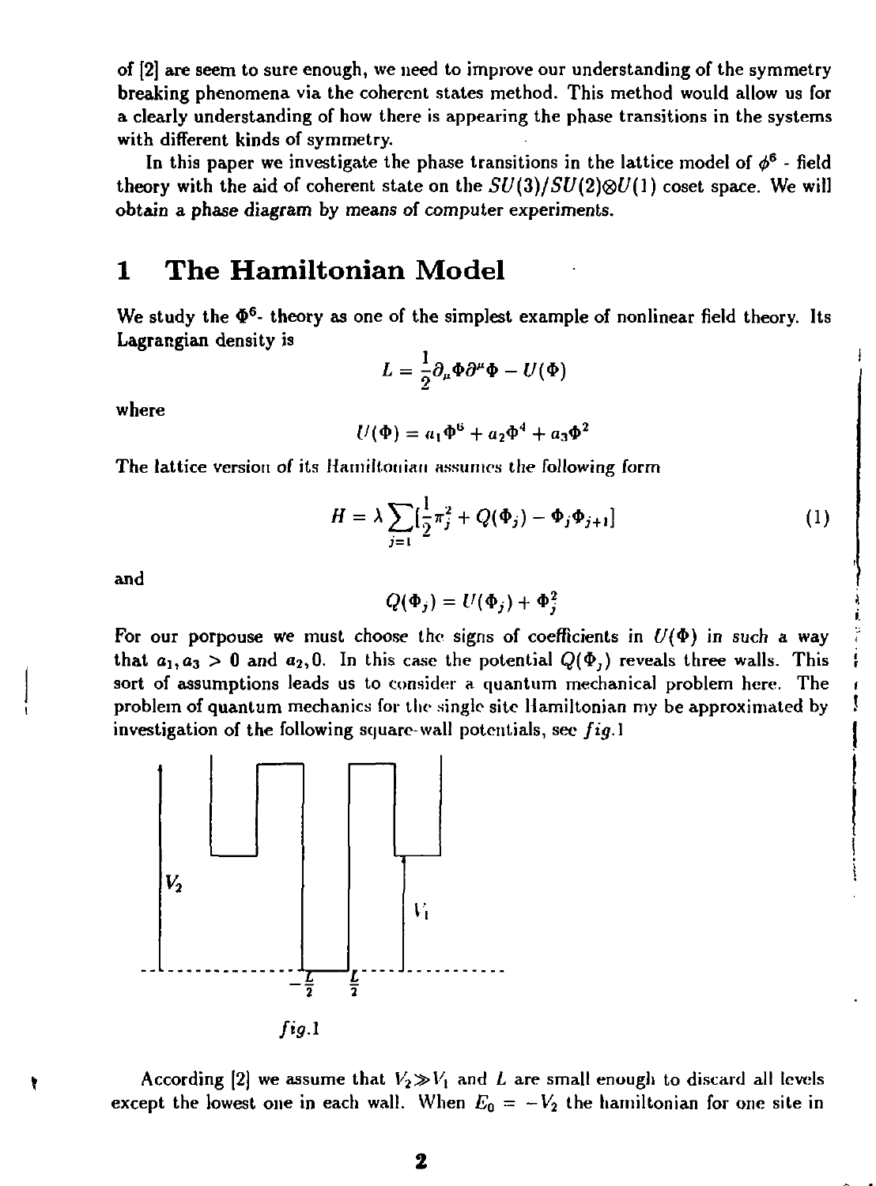of [2] are seem to sure enough, we need to improve our understanding of the symmetry breaking phenomena via the coherent states method. This method would allow us for a clearly understanding of how there is appearing the phase transitions in the systems with different kinds of symmetry.

In this paper we investigate the phase transitions in the lattice model of $\phi^6$ - field theory with the aid of coherent state on the $SU(3)/SU(2)\otimes U(1)$ coset space. We will obtain a phase diagram by means of computer experiments.

# 1 The Hamiltonian Model

We study the $\Phi^6$- theory as one of the simplest example of nonlinear field theory. Its Lagrangian density is

$$L = \frac{1}{2}\partial_\mu \Phi \partial^\mu \Phi - U(\Phi)$$

where

$$U(\Phi) = a_1\Phi^6 + a_2\Phi^4 + a_3\Phi^2$$

The lattice version of its Hamiltonian assumes the following form

$$H = \lambda \sum_{j=1} [\frac{1}{2}\pi_j^2 + Q(\Phi_j) - \Phi_j\Phi_{j+1}] \tag{1}$$

and

$$Q(\Phi_j) = U(\Phi_j) + \Phi_j^2$$

For our porpouse we must choose the signs of coefficients in $U(\Phi)$ in such a way that $a_1, a_3 > 0$ and $a_2, 0$. In this case the potential $Q(\Phi_j)$ reveals three walls. This sort of assumptions leads us to consider a quantum mechanical problem here. The problem of quantum mechanics for the single site Hamiltonian my be approximated by investigation of the following square-wall potentials, see *fig.*1

*fig.*1

According [2] we assume that $V_2 \gg V_1$ and $L$ are small enough to discard all levels except the lowest one in each wall. When $E_0 = -V_2$ the hamiltonian for one site in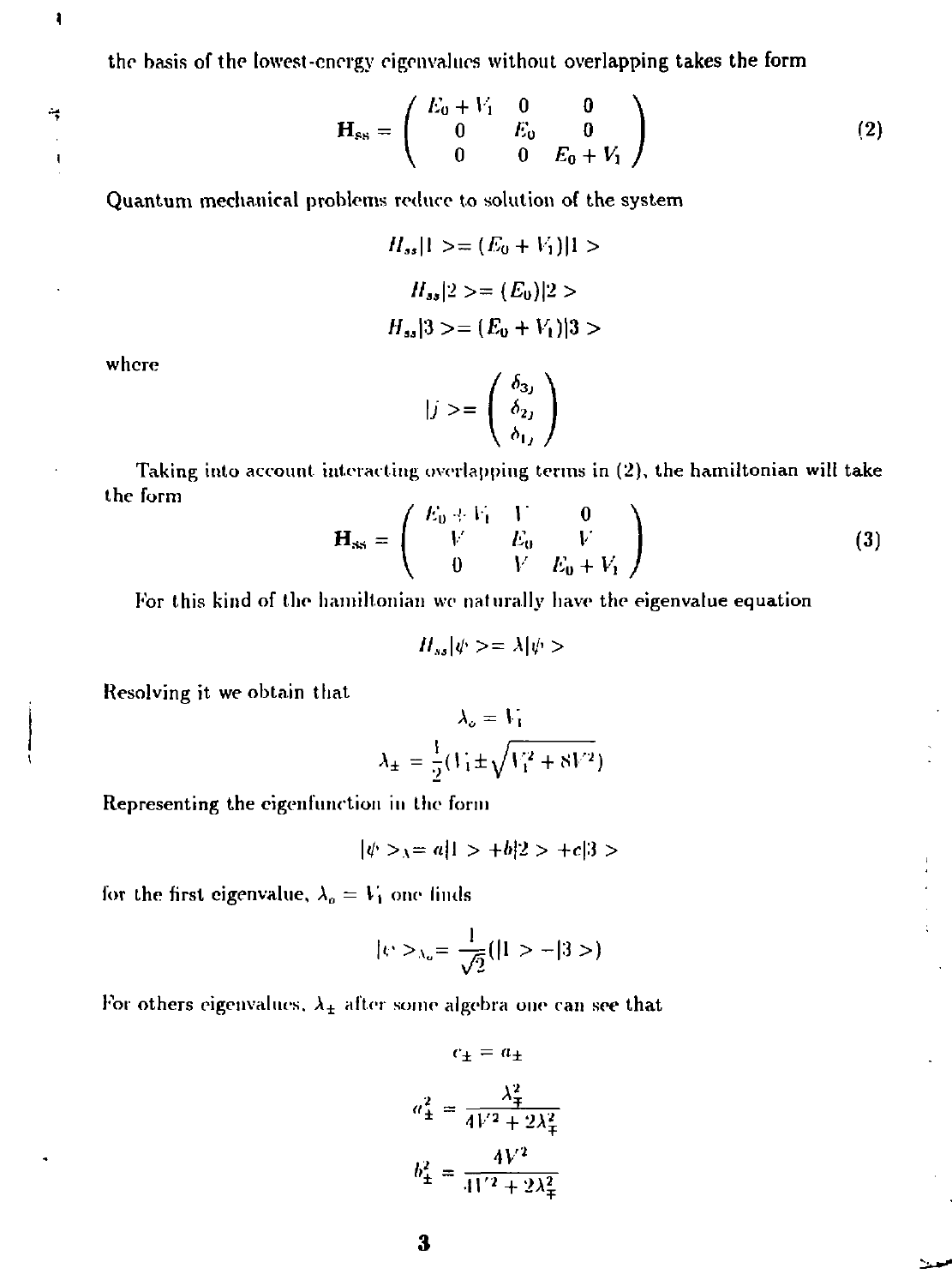the basis of the lowest-energy eigenvalues without overlapping takes the form

$$\mathbf{H}_{ss} = \begin{pmatrix} E_0 + V_1 & 0 & 0 \\ 0 & E_0 & 0 \\ 0 & 0 & E_0 + V_1 \end{pmatrix} \tag{2}$$

Quantum mechanical problems reduce to solution of the system

$$H_{ss}|1> = (E_0 + V_1)|1>$$

$$H_{ss}|2> = (E_0)|2>$$

$$H_{ss}|3> = (E_0 + V_1)|3>$$

where

$$|j> = \begin{pmatrix} \delta_{3j} \\ \delta_{2j} \\ \delta_{1j} \end{pmatrix}$$

Taking into account interacting overlapping terms in (2), the hamiltonian will take the form

$$\mathbf{H}_{ss} = \begin{pmatrix} E_0 + V_1 & V & 0 \\ V & E_0 & V \\ 0 & V & E_0 + V_1 \end{pmatrix} \tag{3}$$

For this kind of the hamiltonian we naturally have the eigenvalue equation

$$H_{ss}|\psi> = \lambda|\psi>$$

Resolving it we obtain that

$$\lambda_o = V_1$$

$$\lambda_\pm = \frac{1}{2}(V_1 \pm \sqrt{V_1^2 + 8V^2})$$

Representing the eigenfunction in the form

$$|\psi>_\lambda = a|1> + b|2> + c|3>$$

for the first eigenvalue, $\lambda_o = V_1$ one finds

$$|\psi>_{\lambda_o} = \frac{1}{\sqrt{2}}(|1> - |3>)$$

For others eigenvalues, $\lambda_\pm$ after some algebra one can see that

$$c_\pm = a_\pm$$

$$a_\pm^2 = \frac{\lambda_\mp^2}{4V^2 + 2\lambda_\mp^2}$$

$$b_\pm^2 = \frac{4V^2}{4V^2 + 2\lambda_\mp^2}$$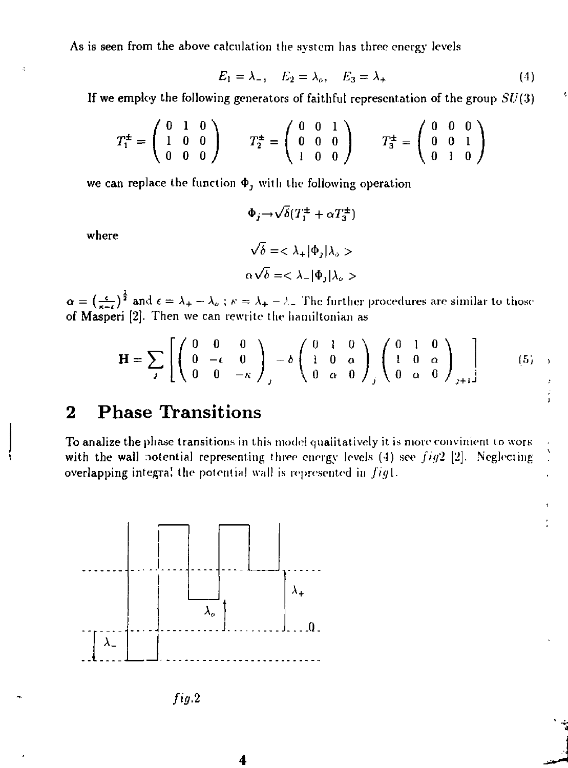As is seen from the above calculation the system has three energy levels

$$E_1 = \lambda_-, \quad E_2 = \lambda_o, \quad E_3 = \lambda_+ \tag{4}$$

If we employ the following generators of faithful representation of the group $SU(3)$

$$T_1^{\pm} = \begin{pmatrix} 0 & 1 & 0 \\ 1 & 0 & 0 \\ 0 & 0 & 0 \end{pmatrix} \qquad T_2^{\pm} = \begin{pmatrix} 0 & 0 & 1 \\ 0 & 0 & 0 \\ 1 & 0 & 0 \end{pmatrix} \qquad T_3^{\pm} = \begin{pmatrix} 0 & 0 & 0 \\ 0 & 0 & 1 \\ 0 & 1 & 0 \end{pmatrix}$$

we can replace the function $\Phi_j$ with the following operation

$$\Phi_j \rightarrow \sqrt{\delta}(T_1^{\pm} + \alpha T_3^{\pm})$$

where

$$\sqrt{\delta} = < \lambda_+ | \Phi_j | \lambda_o >$$

$$\alpha\sqrt{\delta} = < \lambda_- | \Phi_j | \lambda_o >$$

$\alpha = (\frac{\epsilon}{\kappa - \epsilon})^{\frac{1}{2}}$ and $\epsilon = \lambda_+ - \lambda_o$ ; $\kappa = \lambda_+ - \lambda_-$ The further procedures are similar to those of Masperi [2]. Then we can rewrite the hamiltonian as

$$\mathbf{H} = \sum_j \left[ \begin{pmatrix} 0 & 0 & 0 \\ 0 & -\epsilon & 0 \\ 0 & 0 & -\kappa \end{pmatrix}_j - \delta \begin{pmatrix} 0 & 1 & 0 \\ 1 & 0 & \alpha \\ 0 & \alpha & 0 \end{pmatrix}_j \begin{pmatrix} 0 & 1 & 0 \\ 1 & 0 & \alpha \\ 0 & \alpha & 0 \end{pmatrix}_{j+1} \right] \tag{5}$$

## 2 Phase Transitions

To analize the phase transitions in this model qualitatively it is more convinient to work with the wall potential representing three energy levels (4) see *fig*2 [2]. Neglecting overlapping integral the potential wall is represented in *fig*1.

*fig*.2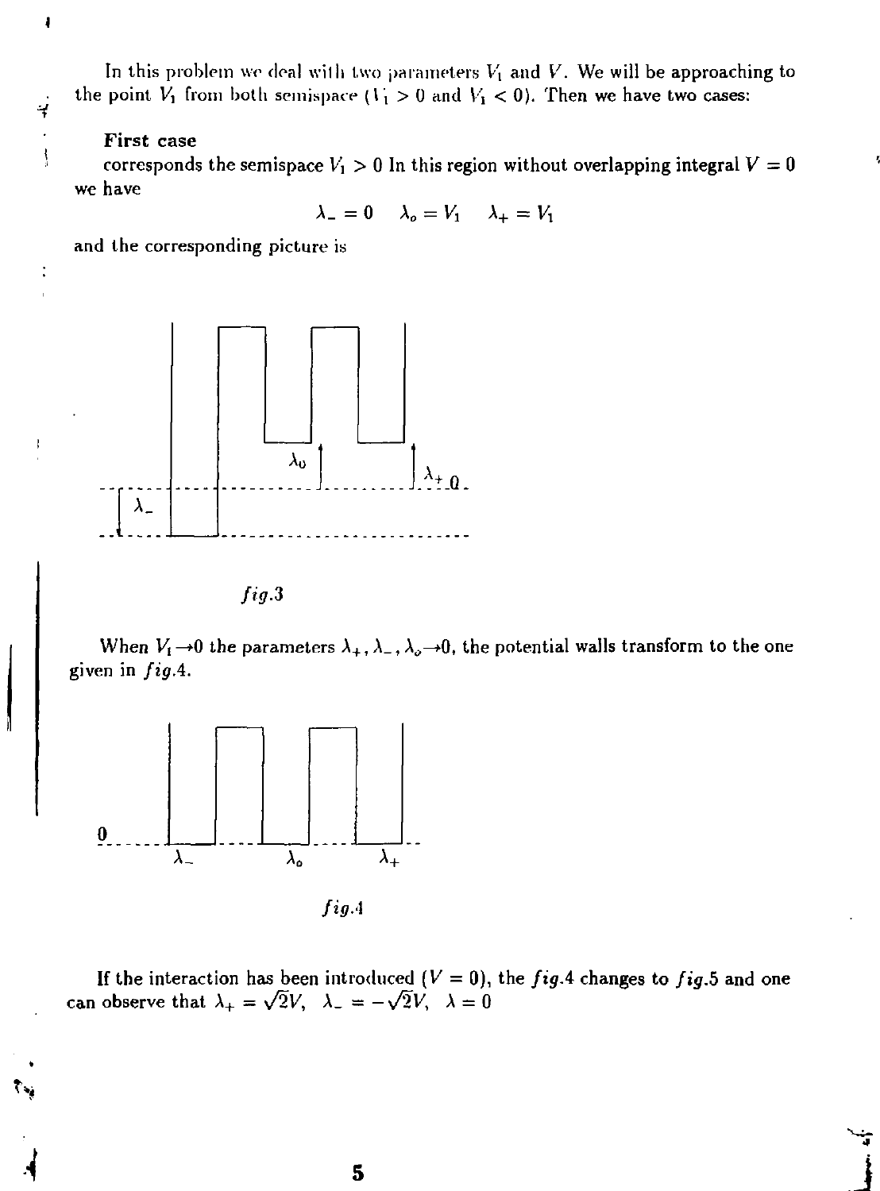In this problem we deal with two parameters $V_1$ and $V$. We will be approaching to the point $V_1$ from both semispace ($V_1 > 0$ and $V_1 < 0$). Then we have two cases:

**First case**

corresponds the semispace $V_1 > 0$ In this region without overlapping integral $V = 0$ we have

$$\lambda_- = 0 \quad \lambda_o = V_1 \quad \lambda_+ = V_1$$

and the corresponding picture is

*fig.3*

When $V_1 \to 0$ the parameters $\lambda_+, \lambda_-, \lambda_o \to 0$, the potential walls transform to the one given in *fig.4*.

*fig.4*

If the interaction has been introduced ($V = 0$), the *fig.4* changes to *fig.5* and one can observe that $\lambda_+ = \sqrt{2}V, \;\; \lambda_- = -\sqrt{2}V, \;\; \lambda = 0$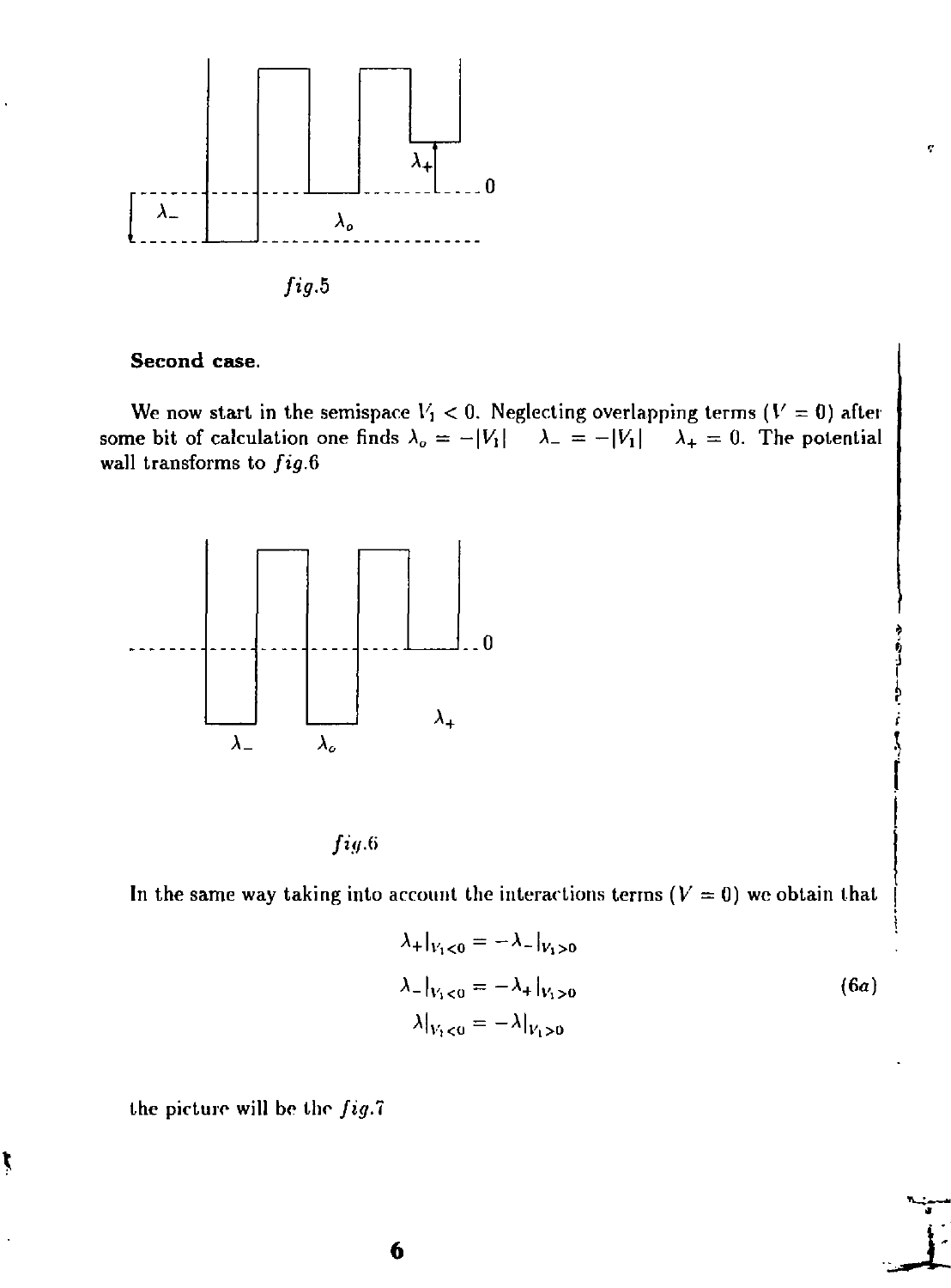*fig.5*

**Second case.**

We now start in the semispace $V_1 < 0$. Neglecting overlapping terms ($V = 0$) after some bit of calculation one finds $\lambda_o = -|V_1| \quad \lambda_- = -|V_1| \quad \lambda_+ = 0$. The potential wall transforms to *fig.6*

*fig.6*

In the same way taking into account the interactions terms ($V = 0$) we obtain that

$$
\begin{aligned}
\lambda_+|_{V_1<0} &= -\lambda_-|_{V_1>0} \\
\lambda_-|_{V_1<0} &= -\lambda_+|_{V_1>0} \qquad (6a) \\
\lambda|_{V_1<0} &= -\lambda|_{V_1>0}
\end{aligned}
$$

the picture will be the *fig.7*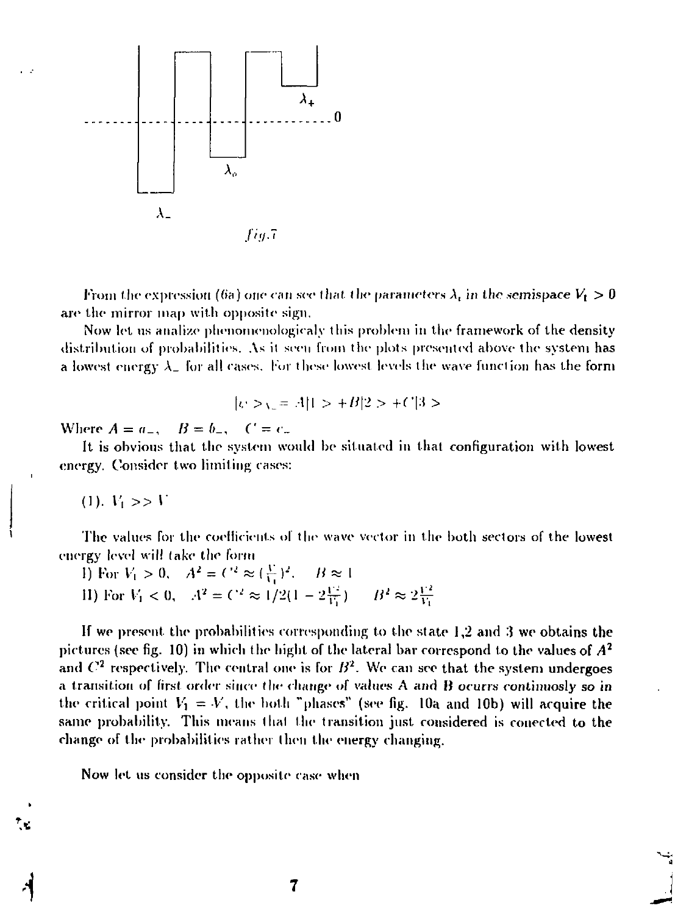$\lambda_+$

0

$\lambda_o$

$\lambda_-$

*fig.7*

From the expression (6a) one can see that *the parameters $\lambda_i$ in the semispace $V_1 > 0$* are the mirror map with opposite sign.

Now let us analize phenomenologicaly this problem in the framework of the density distribution of probabilities. As it seen from the plots presented above the system has a lowest energy $\lambda_-$ for all cases. For these lowest levels the wave function has the form

$$|\psi>_{\lambda_-} = A|1> + B|2> + C|3>$$

Where $A = a_-$, $B = b_-$, $C = c_-$

It is obvious that the system would be situated in that configuration with lowest energy. Consider two limiting cases:

(1). $V_1 >> V$

The values for the coefficients of the wave vector in the both sectors of the lowest energy level will take the form

I) For $V_1 > 0$, $A^2 = C^2 \approx (\frac{V}{V_1})^2$, $B \approx 1$

II) For $V_1 < 0$, $A^2 = C^2 \approx 1/2(1 - 2\frac{V^2}{V_1})$ $B^2 \approx 2\frac{V^2}{V_1}$

If we present the probabilities corresponding to the state 1,2 and 3 we obtains the pictures (see fig. 10) in which the hight of the lateral bar correspond to the values of $A^2$ and $C^2$ respectively. The central one is for $B^2$. We can see that the system undergoes a transition of first order since the change of values A and B ocurrs continuosly so in the critical point $V_1 = V$, the both "phases" (see fig. 10a and 10b) will acquire the same probability. This means that the transition just considered is conected to the change of the probabilities rather then the energy changing.

Now let us consider the opposite case when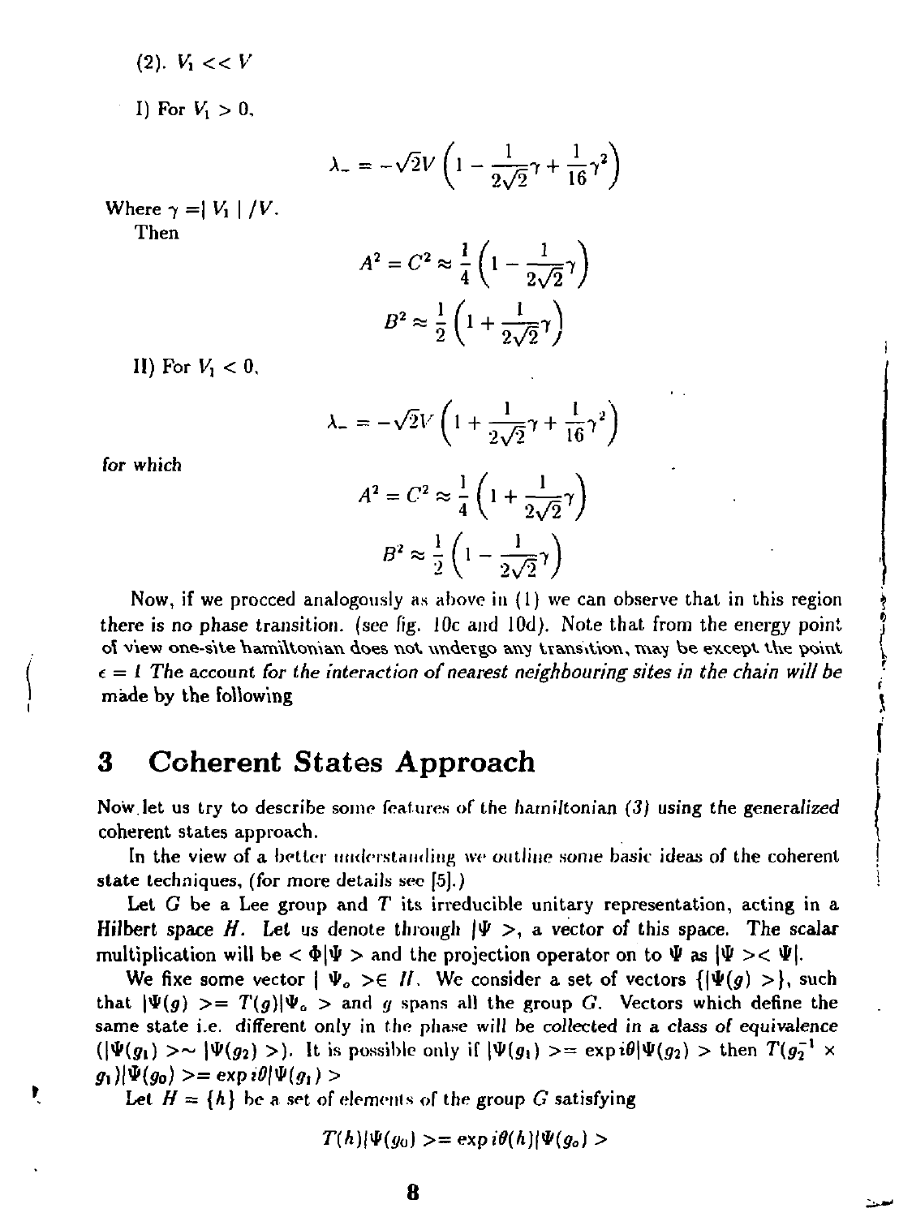(2). $V_1 << V$

I) For $V_1 > 0$,

$$\lambda_- = -\sqrt{2}V\left(1 - \frac{1}{2\sqrt{2}}\gamma + \frac{1}{16}\gamma^2\right)$$

Where $\gamma = |V_1|/V$.

Then

$$A^2 = C^2 \approx \frac{1}{4}\left(1 - \frac{1}{2\sqrt{2}}\gamma\right)$$

$$B^2 \approx \frac{1}{2}\left(1 + \frac{1}{2\sqrt{2}}\gamma\right)$$

II) For $V_1 < 0$,

$$\lambda_- = -\sqrt{2}V\left(1 + \frac{1}{2\sqrt{2}}\gamma + \frac{1}{16}\gamma^2\right)$$

*for which*

$$A^2 = C^2 \approx \frac{1}{4}\left(1 + \frac{1}{2\sqrt{2}}\gamma\right)$$

$$B^2 \approx \frac{1}{2}\left(1 - \frac{1}{2\sqrt{2}}\gamma\right)$$

Now, if we procced analogously as above in (1) we can observe that in this region there is no phase transition. (see fig. 10c and 10d). Note that from the energy point of view one-site hamiltonian does not undergo any transition, may be except the point $\epsilon = 1$ *The account for the interaction of nearest neighbouring sites in the chain will be* made by the following

# 3 Coherent States Approach

Now let us try to describe some features of the hamiltonian *(3)* using the generalized coherent states approach.

In the view of a better understanding we outline some basic ideas of the coherent state techniques, (for more details see [5].)

Let $G$ be a Lee group and $T$ its irreducible unitary representation, acting in a Hilbert space $H$. Let us denote through $|\Psi>$, a vector of this space. The scalar multiplication will be $<\Phi|\Psi>$ and the projection operator on to $\Psi$ as $|\Psi><\Psi|$.

We fixe some vector $|\Psi_o> \in H$. We consider a set of vectors $\{|\Psi(g)>\}$, such that $|\Psi(g)> = T(g)|\Psi_o>$ and $g$ spans all the group $G$. Vectors which define the same state i.e. different only in the phase will be collected in a class of equivalence ($|\Psi(g_1)> \sim |\Psi(g_2)>$). It is possible only if $|\Psi(g_1)> = \exp i\theta|\Psi(g_2)>$ then $T(g_2^{-1} \times g_1)|\Psi(g_0)> = \exp i\theta|\Psi(g_1)>$

Let $H = \{h\}$ be a set of elements of the group $G$ satisfying

$$T(h)|\Psi(g_0)> = \exp i\theta(h)|\Psi(g_o)>$$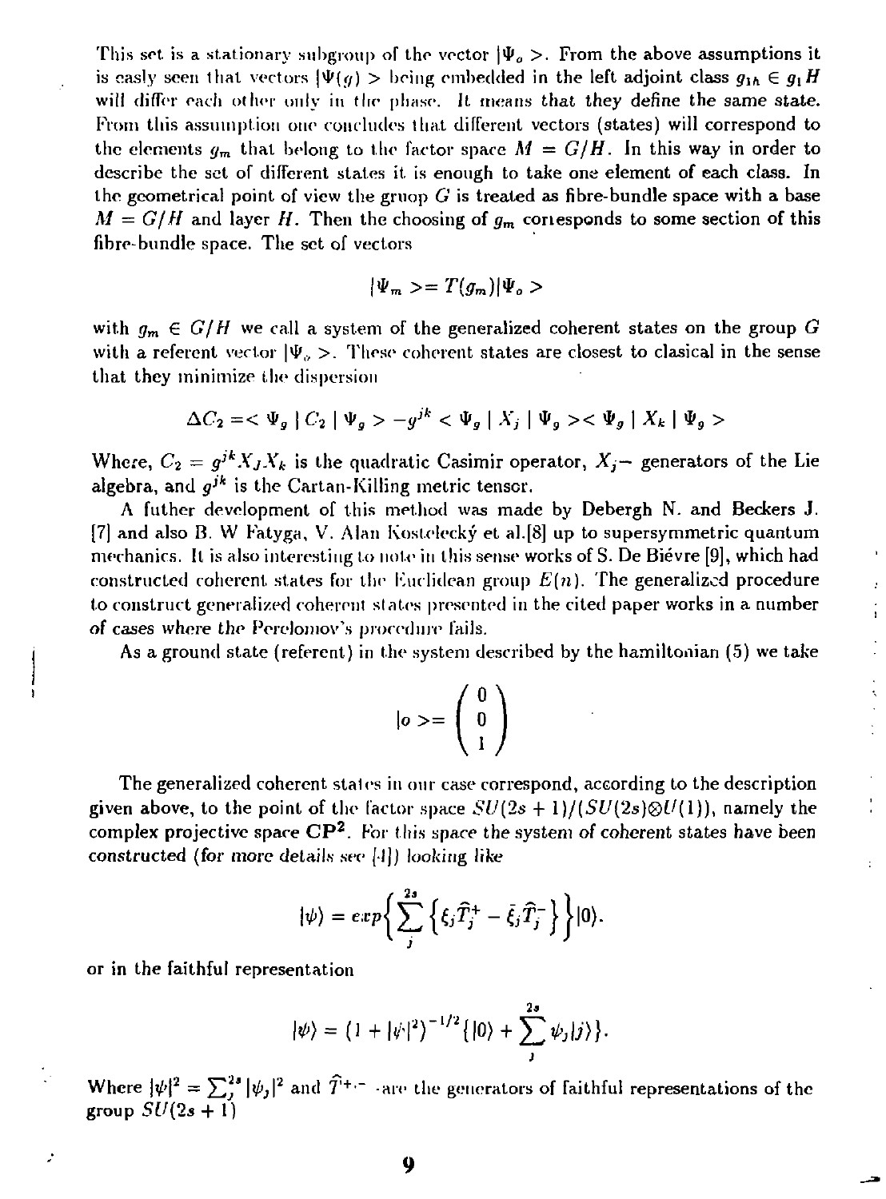This set is a stationary subgroup of the vector $|\Psi_o>$. From the above assumptions it is easly seen that vectors $|\Psi(g)>$ being embedded in the left adjoint class $g_{1h} \in g_1 H$ will differ each other only in the phase. It means that they define the same state. From this assumption one concludes that different vectors (states) will correspond to the elements $g_m$ that belong to the factor space $M = G/H$. In this way in order to describe the set of different states it is enough to take one element of each class. In the geometrical point of view the gruop $G$ is treated as fibre-bundle space with a base $M = G/H$ and layer $H$. Then the choosing of $g_m$ corresponds to some section of this fibre-bundle space. The set of vectors

$$|\Psi_m> = T(g_m)|\Psi_o>$$

with $g_m \in G/H$ we call a system of the generalized coherent states on the group $G$ with a referent vector $|\Psi_o>$. These coherent states are closest to clasical in the sense that they minimize the dispersion

$$\Delta C_2 = <\Psi_g \mid C_2 \mid \Psi_g> - g^{jk} <\Psi_g \mid X_j \mid \Psi_g><\Psi_g \mid X_k \mid \Psi_g>$$

Where, $C_2 = g^{jk} X_j X_k$ is the quadratic Casimir operator, $X_j$– generators of the Lie algebra, and $g^{jk}$ is the Cartan-Killing metric tensor.

A futher development of this method was made by Debergh N. and Beckers J. [7] and also B. W Fatyga, V. Alan Kostelecký et al.[8] up to supersymmetric quantum mechanics. It is also interesting to note in this sense works of S. De Biévre [9], which had constructed coherent states for the Euclidean group $E(n)$. The generalized procedure to construct generalized coherent states presented in the cited paper works in a number of cases where the Perelomov's procedure fails.

As a ground state (referent) in the system described by the hamiltonian (5) we take

$$|o> = \begin{pmatrix} 0 \\ 0 \\ 1 \end{pmatrix}$$

The generalized coherent states in our case correspond, according to the description given above, to the point of the factor space $SU(2s+1)/(SU(2s) \otimes U(1))$, namely the complex projective space $\mathbf{CP^2}$. *For this space the system of coherent states have been constructed (for more details see [4]) looking like*

$$|\psi\rangle = exp\left\{ \sum_j^{2s} \left\{ \xi_j \hat{T}_j^+ - \bar{\xi}_j \hat{T}_j^- \right\} \right\} |0\rangle.$$

or in the faithful representation

$$|\psi\rangle = (1 + |\psi|^2)^{-1/2} \{ |0\rangle + \sum_j^{2s} \psi_j |j\rangle \}.$$

Where $|\psi|^2 = \sum_j^{2s} |\psi_j|^2$ and $\hat{T}^{+,-}$ are the generators of faithful representations of the group $SU(2s+1)$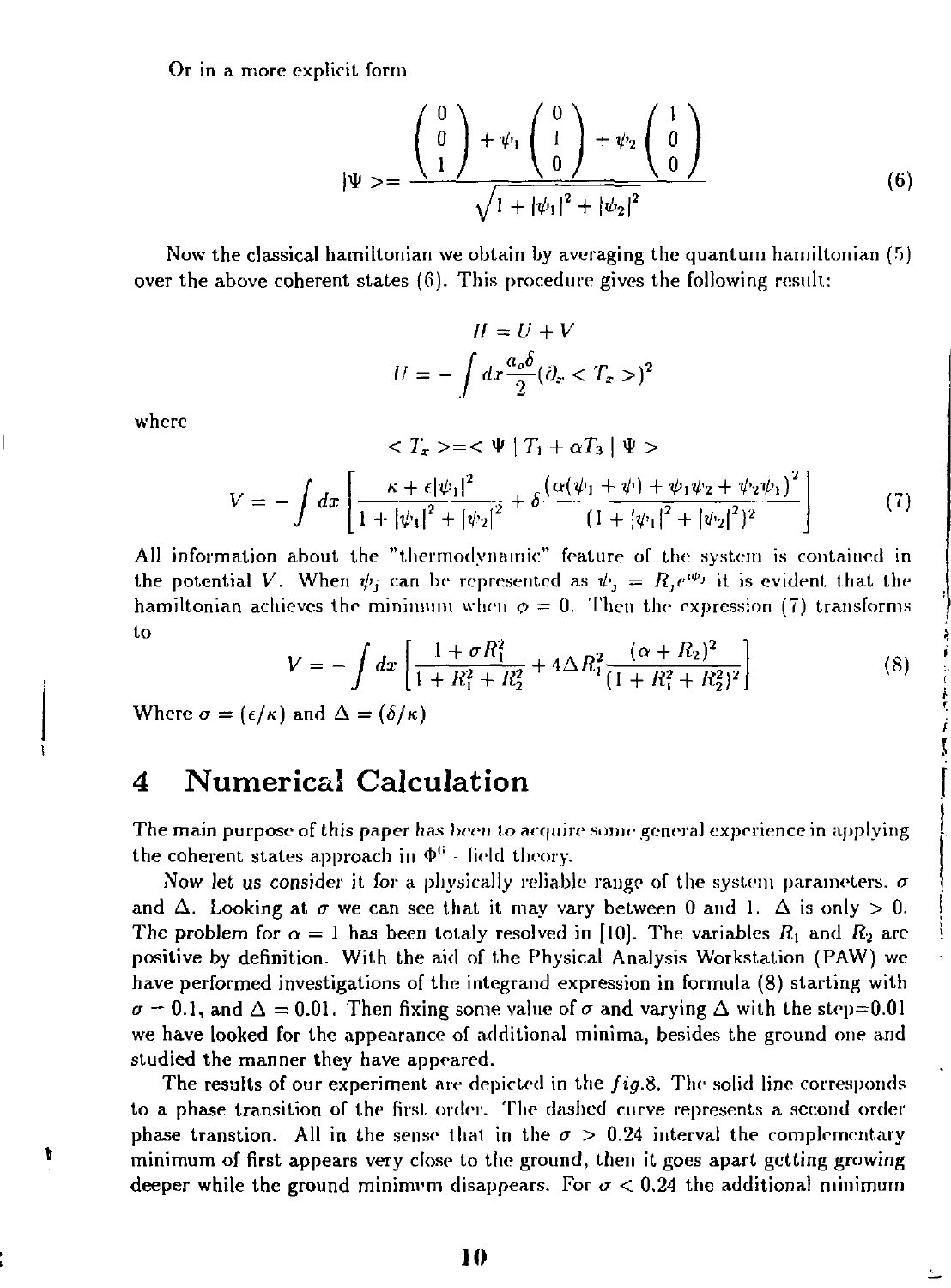Or in a more explicit form

$$|\Psi> = \frac{\begin{pmatrix} 0 \\ 0 \\ 1 \end{pmatrix} + \psi_1 \begin{pmatrix} 0 \\ 1 \\ 0 \end{pmatrix} + \psi_2 \begin{pmatrix} 1 \\ 0 \\ 0 \end{pmatrix}}{\sqrt{1 + |\psi_1|^2 + |\psi_2|^2}} \tag{6}$$

Now the classical hamiltonian we obtain by averaging the quantum hamiltonian (5) over the above coherent states (6). This procedure gives the following result:

$$H = U + V$$

$$U = -\int dx \frac{a_o \delta}{2} (\partial_x < T_x >)^2$$

where

$$< T_x > = < \Psi \mid T_1 + \alpha T_3 \mid \Psi >$$

$$V = -\int dx \left[ \frac{\kappa + \epsilon|\psi_1|^2}{1 + |\psi_1|^2 + |\psi_2|^2} + \delta \frac{\left(\alpha(\psi_1 + \psi) + \psi_1 \psi_2 + \psi_2 \psi_1\right)^2}{(1 + |\psi_1|^2 + |\psi_2|^2)^2} \right] \tag{7}$$

All information about the "thermodynamic" feature of the system is contained in the potential $V$. When $\psi_j$ can be represented as $\psi_j = R_j e^{i\phi_j}$ it is evident that the hamiltonian achieves the minimum when $\phi = 0$. Then the expression (7) transforms to

$$V = -\int dx \left[ \frac{1 + \sigma R_1^2}{1 + R_1^2 + R_2^2} + 4\Delta R_1^2 \frac{(\alpha + R_2)^2}{(1 + R_1^2 + R_2^2)^2} \right] \tag{8}$$

Where $\sigma = (\epsilon/\kappa)$ and $\Delta = (\delta/\kappa)$

# 4 Numerical Calculation

The main purpose of this paper has been to acquire some general experience in applying the coherent states approach in $\Phi^6$ - field theory.

Now let us consider it for a physically reliable range of the system parameters, $\sigma$ and $\Delta$. Looking at $\sigma$ we can see that it may vary between 0 and 1. $\Delta$ is only $> 0$. The problem for $\alpha = 1$ has been totaly resolved in [10]. The variables $R_1$ and $R_2$ are positive by definition. With the aid of the Physical Analysis Workstation (PAW) we have performed investigations of the integrand expression in formula (8) starting with $\sigma = 0.1$, and $\Delta = 0.01$. Then fixing some value of $\sigma$ and varying $\Delta$ with the step=0.01 we have looked for the appearance of additional minima, besides the ground one and studied the manner they have appeared.

The results of our experiment are depicted in the *fig.8*. The solid line corresponds to a phase transition of the first order. The dashed curve represents a second order phase transtion. All in the sense that in the $\sigma > 0.24$ interval the complementary minimum of first appears very close to the ground, then it goes apart getting growing deeper while the ground minimum disappears. For $\sigma < 0.24$ the additional minimum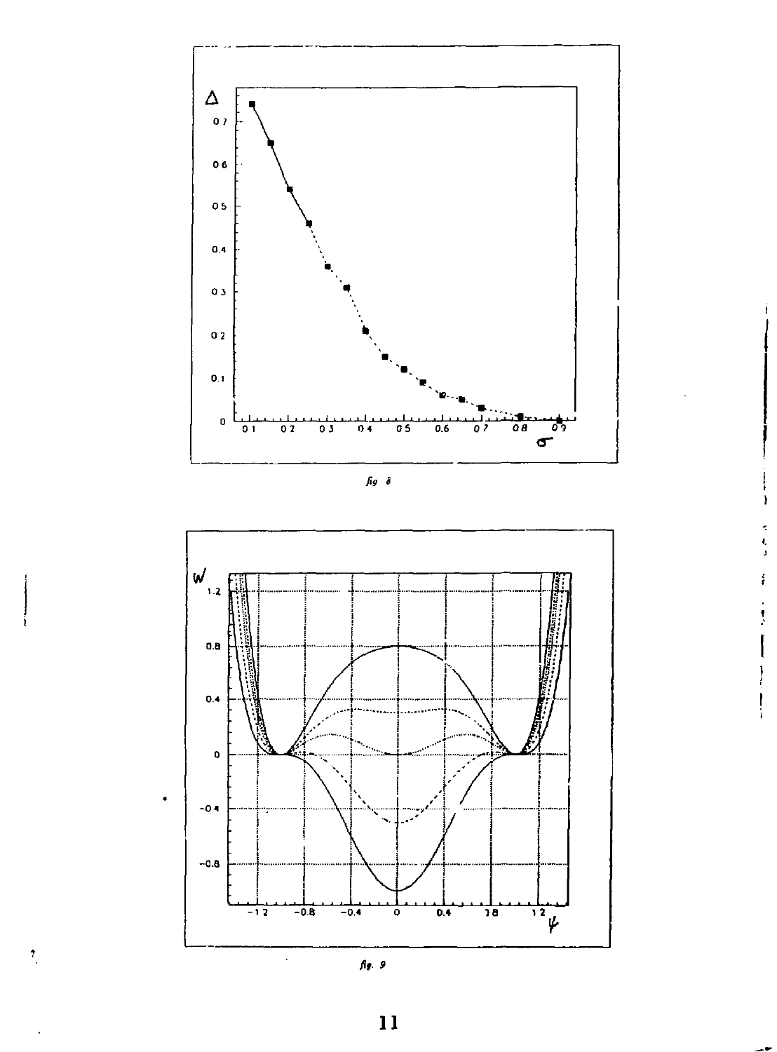fig 8

fig. 9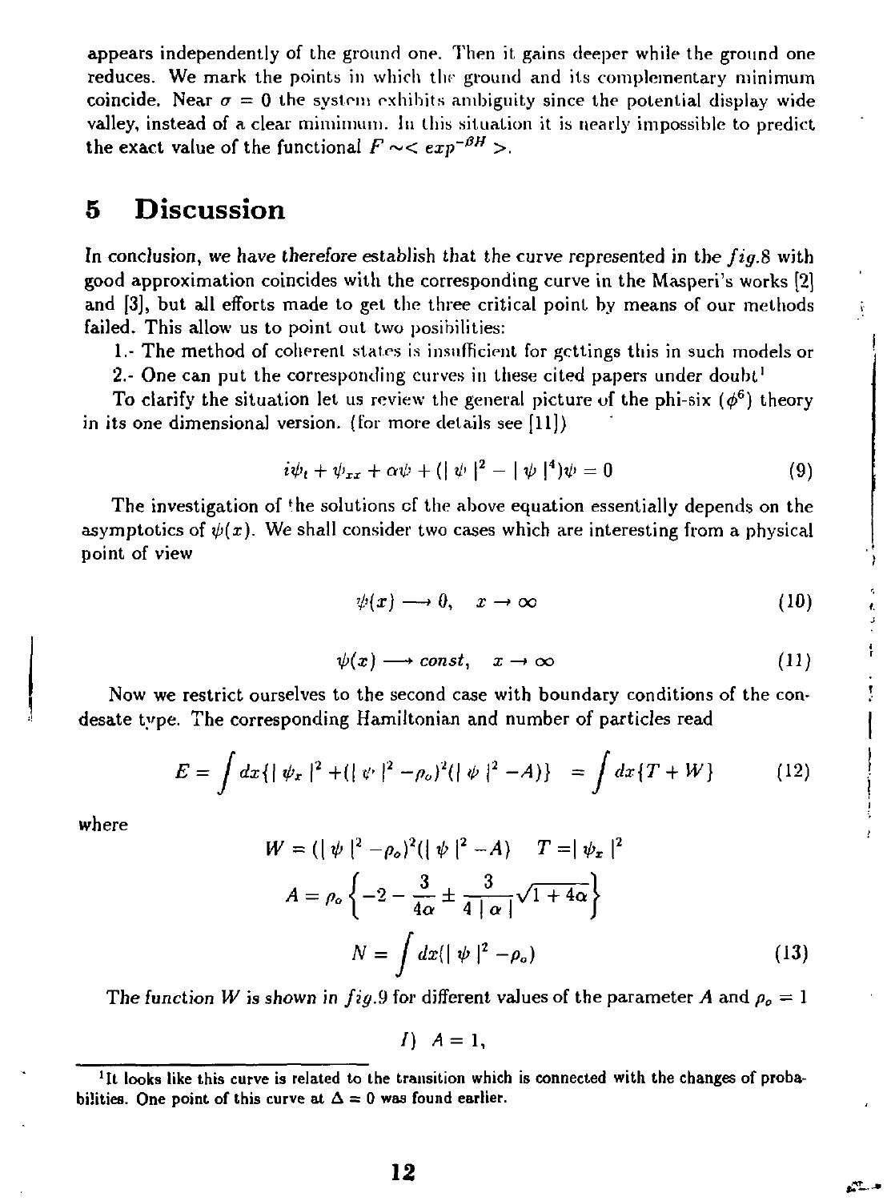appears independently of the ground one. Then it gains deeper while the ground one reduces. We mark the points in which the ground and its complementary minimum coincide. Near $\sigma = 0$ the system exhibits ambiguity since the potential display wide valley, instead of a clear minimum. In this situation it is nearly impossible to predict the exact value of the functional $F \sim< exp^{-\beta H} >$.

# 5 Discussion

In conclusion, we have therefore establish that the curve represented in the $fig.8$ with good approximation coincides with the corresponding curve in the Masperi's works [2] and [3], but all efforts made to get the three critical point by means of our methods failed. This allow us to point out two posibilities:

1.- The method of coherent states is insufficient for gettings this in such models or

2.- One can put the corresponding curves in these cited papers under doubt[1]

To clarify the situation let us review the general picture of the phi-six ($\phi^6$) theory in its one dimensional version. (for more details see [11])

$$i\psi_t + \psi_{xx} + \alpha\psi + (|\psi|^2 - |\psi|^4)\psi = 0 \tag{9}$$

The investigation of the solutions of the above equation essentially depends on the asymptotics of $\psi(x)$. We shall consider two cases which are interesting from a physical point of view

$$\psi(x) \longrightarrow 0, \quad x \to \infty \tag{10}$$

$$\psi(x) \longrightarrow const, \quad x \to \infty \tag{11}$$

Now we restrict ourselves to the second case with boundary conditions of the condesate type. The corresponding Hamiltonian and number of particles read

$$E = \int dx\{|\psi_x|^2 + (|\psi|^2 - \rho_o)^2(|\psi|^2 - A)\} = \int dx\{T + W\} \tag{12}$$

where

$$W = (|\psi|^2 - \rho_o)^2(|\psi|^2 - A) \quad T = |\psi_x|^2$$

$$A = \rho_o\left\{-2 - \frac{3}{4\alpha} \pm \frac{3}{4|\alpha|}\sqrt{1+4\alpha}\right\}$$

$$N = \int dx(|\psi|^2 - \rho_o) \tag{13}$$

The function $W$ is shown in $fig.9$ for different values of the parameter $A$ and $\rho_o = 1$

$$I) \;\; A = 1,$$

[1] It looks like this curve is related to the transition which is connected with the changes of probabilities. One point of this curve at $\Delta = 0$ was found earlier.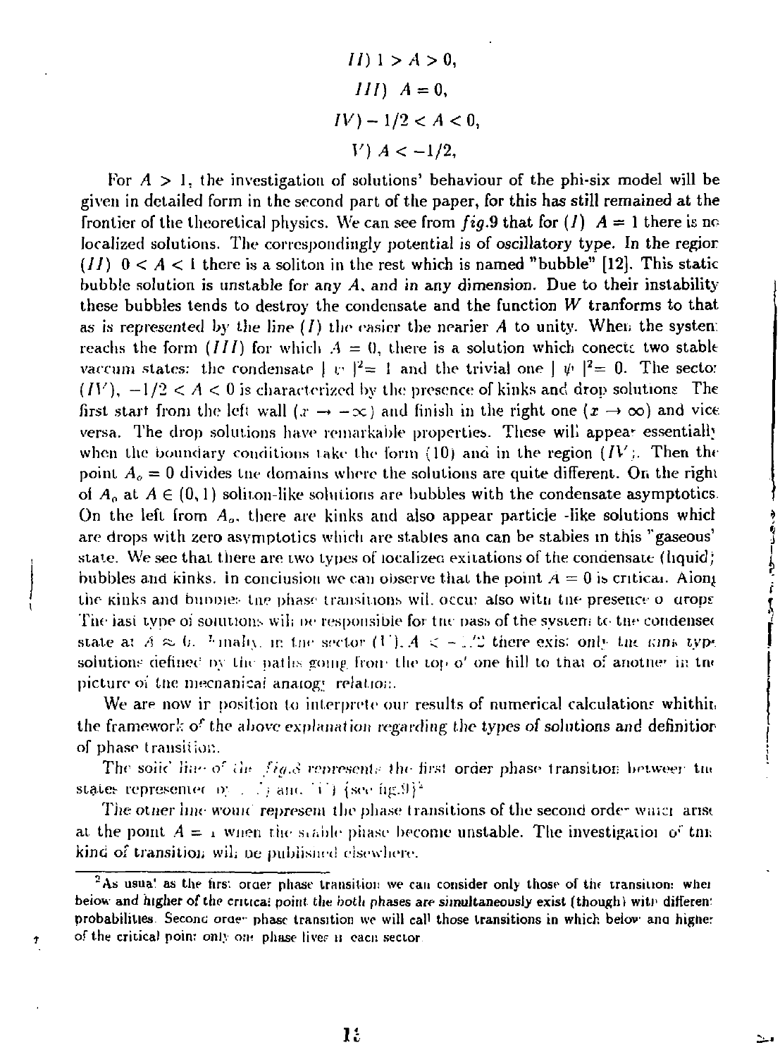$$II)\ 1 > A > 0,$$

$$III)\ \ A = 0,$$

$$IV) - 1/2 < A < 0,$$

$$V)\ A < -1/2,$$

For $A > 1$, the investigation of solutions' behaviour of the phi-six model will be given in detailed form in the second part of the paper, for this has still remained at the frontier of the theoretical physics. We can see from *fig*.9 that for $(I)$ $A = 1$ there is no localized solutions. The correspondingly potential is of oscillatory type. In the region $(II)$ $0 < A < 1$ there is a soliton in the rest which is named "bubble" [12]. This static bubble solution is unstable for any $A$, and in any dimension. Due to their instability these bubbles tends to destroy the condensate and the function $W$ tranforms to that as is represented by the line $(I)$ the easier the nearier $A$ to unity. When the system reachs the form $(III)$ for which $A = 0$, there is a solution which conects two stable vaccum states: the condensate $|\psi|^2 = 1$ and the trivial one $|\psi|^2 = 0$. The sector $(IV)$, $-1/2 < A < 0$ is characterized by the presence of kinks and drop solutions. The first start from the left wall ($x \to -\infty$) and finish in the right one ($x \to \infty$) and vice versa. The drop solutions have remarkable properties. These will appear essentially when the boundary conditions take the form (10) and in the region $(IV)$. Then the point $A_o = 0$ divides the domains where the solutions are quite different. On the right of $A_o$ at $A \in (0, 1)$ soliton-like solutions are bubbles with the condensate asymptotics. On the left from $A_o$, there are kinks and also appear particle -like solutions which are drops with zero asymptotics which are stables and can be stables in this "gaseous" state. We see that there are two types of localized exitations of the condensate (liquid): bubbles and kinks. In conclusion we can observe that the point $A = 0$ is critical. Along the kinks and bubbles the phase transitions will occur also with the presence of drops. The last type of solutions will be responsible for the pass of the system to the condensed state at $A \approx 0$. Finally, in the sector $(V)$, $A < -1/2$ there exist only the kink type solutions defined by the paths going from the top of one hill to that of another in the picture of the mechanical analogy relation.

We are now in position to interprete our results of numerical calculations whithin the framework of the above explanation regarding the types of solutions and definition of phase transition.

The solid line of the *fig*.8 represents the first order phase transition between the states represented by $(I)$ and $(V)$ (see fig.9)[2]

The other line would represent the phase transitions of the second order which arise at the point $A = 1$ when the stable phase become unstable. The investigation of this kind of transition will be published elsewhere.

[2] As usual as the first order phase transition we can consider only those of the transitions when below and higher of the critical point the both phases are simultaneously exist (though with different probabilities. Second order phase transition we will call those transitions in which below and higher of the critical point only one phase lives in each sector.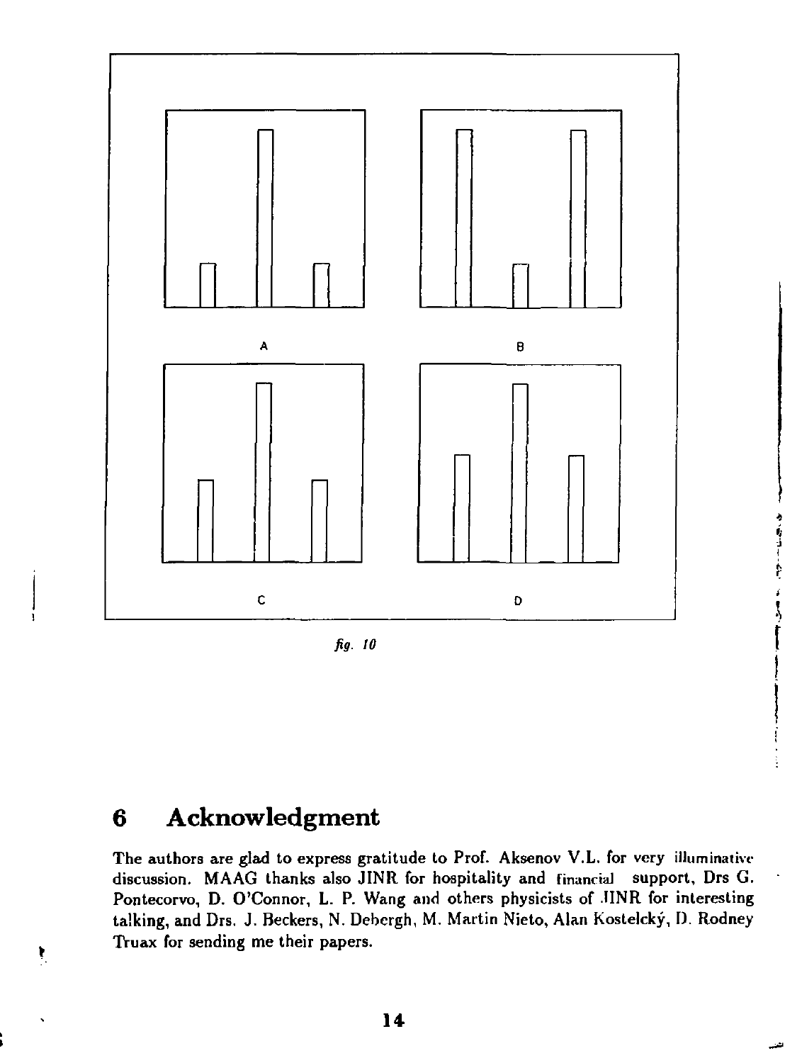A

B

C

D

*fig. 10*

# 6 Acknowledgment

The authors are glad to express gratitude to Prof. Aksenov V.L. for very illuminative discussion. MAAG thanks also JINR for hospitality and financial support, Drs G. Pontecorvo, D. O'Connor, L. P. Wang and others physicists of JINR for interesting talking, and Drs. J. Beckers, N. Debergh, M. Martin Nieto, Alan Kostelcký, D. Rodney Truax for sending me their papers.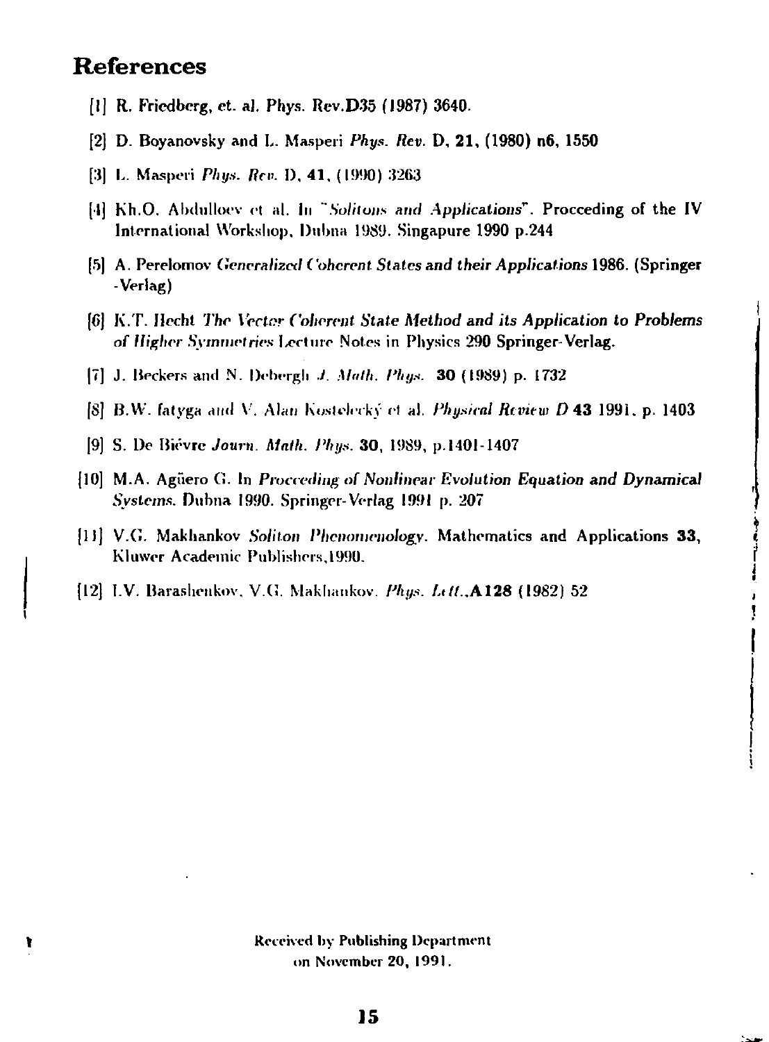## References

[1] R. Friedberg, et. al. Phys. Rev.**D35** (1987) 3640.

[2] D. Boyanovsky and L. Masperi *Phys. Rev.* D, **21**, (1980) n6, 1550

[3] L. Masperi *Phys. Rev.* D, **41**, (1990) 3263

[4] Kh.O. Abdulloev et al. In "*Solitons and Applications*". Procceding of the IV International Workshop, Dubna 1989. Singapure 1990 p.244

[5] A. Perelomov *Generalized Coherent States and their Applications* 1986. (Springer -Verlag)

[6] K.T. Hecht *The Vector Coherent State Method and its Application to Problems of Higher Symmetries* Lecture Notes in Physics 290 Springer-Verlag.

[7] J. Beckers and N. Debergh *J. Math. Phys.* **30** (1989) p. 1732

[8] B.W. fatyga and V. Alan Kostelecký et al. *Physical Review D* **43** 1991, p. 1403

[9] S. De Biévre *Journ. Math. Phys.* **30**, 1989, p.1401-1407

[10] M.A. Agüero G. In *Procceding of Nonlinear Evolution Equation and Dynamical Systems.* Dubna 1990. Springer-Verlag 1991 p. 207

[11] V.G. Makhankov *Soliton Phenomenology*. Mathematics and Applications **33**, Kluwer Academic Publishers,1990.

[12] I.V. Barashenkov, V.G. Makhankov. *Phys. Lett.*,**A128** (1982) 52

Received by Publishing Department
on November 20, 1991.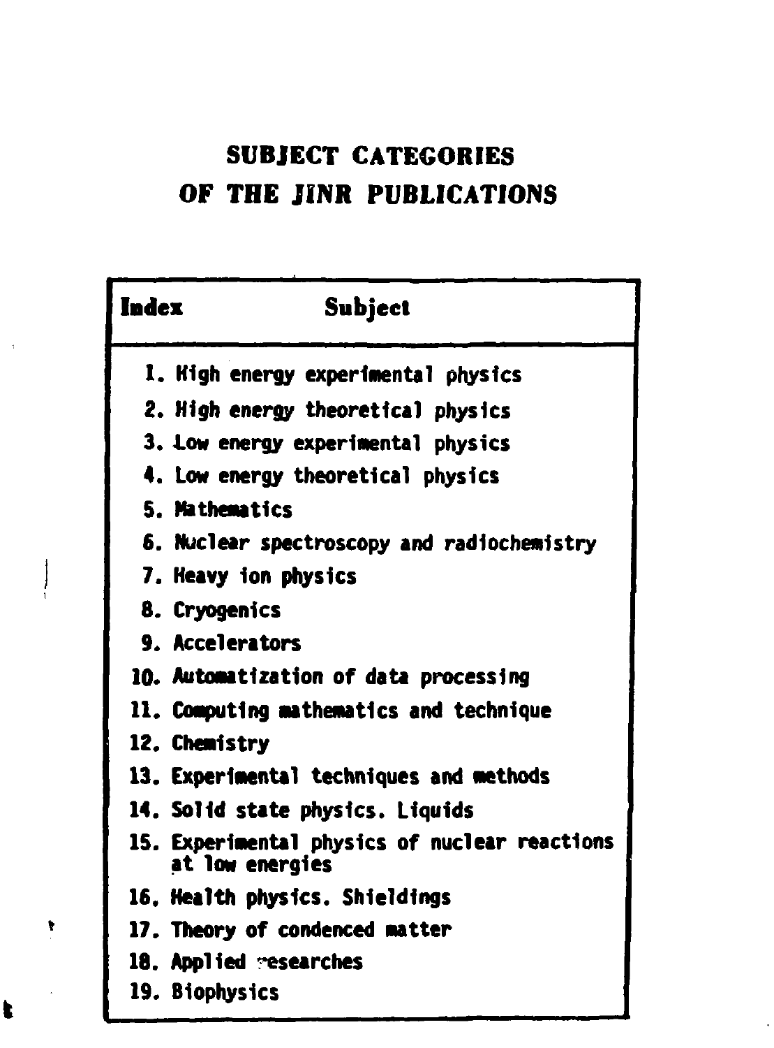# SUBJECT CATEGORIES OF THE JINR PUBLICATIONS

| Index | Subject |
|---|---|
| 1. | High energy experimental physics |
| 2. | High energy theoretical physics |
| 3. | Low energy experimental physics |
| 4. | Low energy theoretical physics |
| 5. | Mathematics |
| 6. | Nuclear spectroscopy and radiochemistry |
| 7. | Heavy ion physics |
| 8. | Cryogenics |
| 9. | Accelerators |
| 10. | Automatization of data processing |
| 11. | Computing mathematics and technique |
| 12. | Chemistry |
| 13. | Experimental techniques and methods |
| 14. | Solid state physics. Liquids |
| 15. | Experimental physics of nuclear reactions at low energies |
| 16. | Health physics. Shieldings |
| 17. | Theory of condenced matter |
| 18. | Applied researches |
| 19. | Biophysics |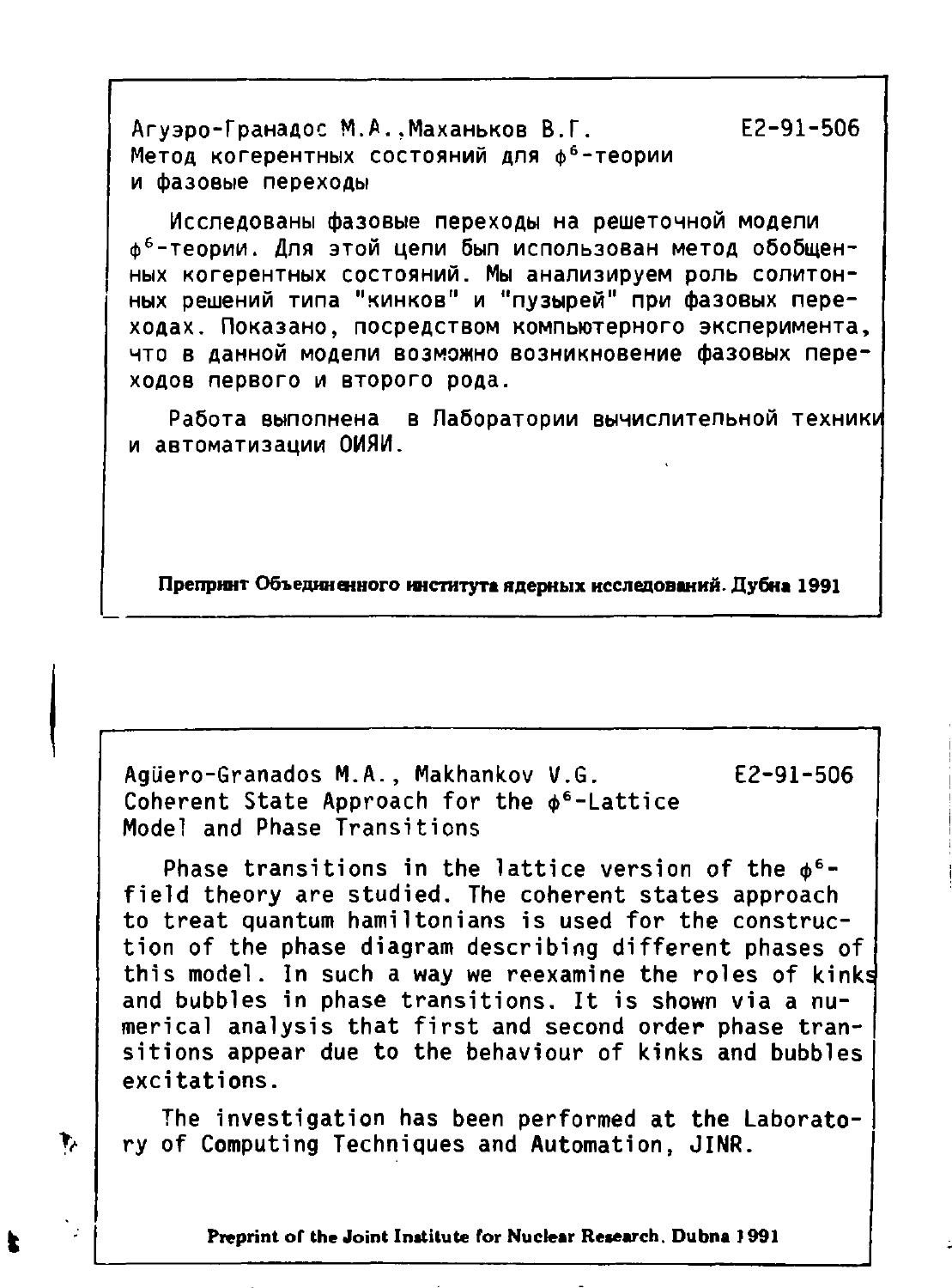Агуэро-Гранадос М.А.,Маханьков В.Г. E2-91-506

Метод когерентных состояний для $\phi^6$-теории и фазовые переходы

Исследованы фазовые переходы на решеточной модели $\phi^6$-теории. Для этой цепи был использован метод обобщенных когерентных состояний. Мы анализируем роль солитонных решений типа "кинков" и "пузырей" при фазовых переходах. Показано, посредством компьютерного эксперимента, что в данной модели возможно возникновение фазовых переходов первого и второго рода.

Работа выполнена в Лаборатории вычислительной техники и автоматизации ОИЯИ.

**Препринт Объединенного института ядерных исследований. Дубна 1991**

---

Agüero-Granados M.A., Makhankov V.G. E2-91-506

Coherent State Approach for the $\phi^6$-Lattice Model and Phase Transitions

Phase transitions in the lattice version of the $\phi^6$-field theory are studied. The coherent states approach to treat quantum hamiltonians is used for the construction of the phase diagram describing different phases of this model. In such a way we reexamine the roles of kinks and bubbles in phase transitions. It is shown via a numerical analysis that first and second order phase transitions appear due to the behaviour of kinks and bubbles excitations.

The investigation has been performed at the Laboratory of Computing Techniques and Automation, JINR.

**Preprint of the Joint Institute for Nuclear Research. Dubna 1991**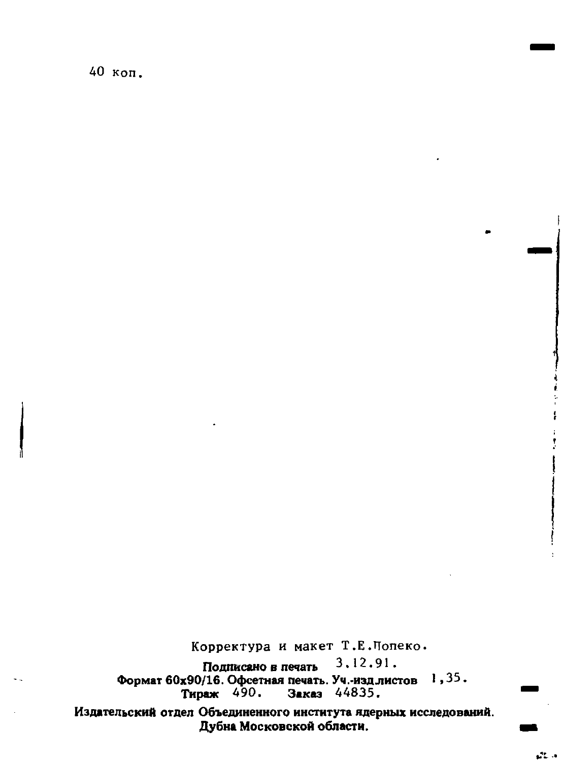40 коп.

Корректура и макет Т.Е.Попеко.

**Подписано в печать** 3.12.91.

**Формат 60x90/16. Офсетная печать. Уч.-изд.листов** 1,35.

**Тираж** 490. **Заказ** 44835.

**Издательский отдел Объединенного института ядерных исследований.**

**Дубна Московской области.**